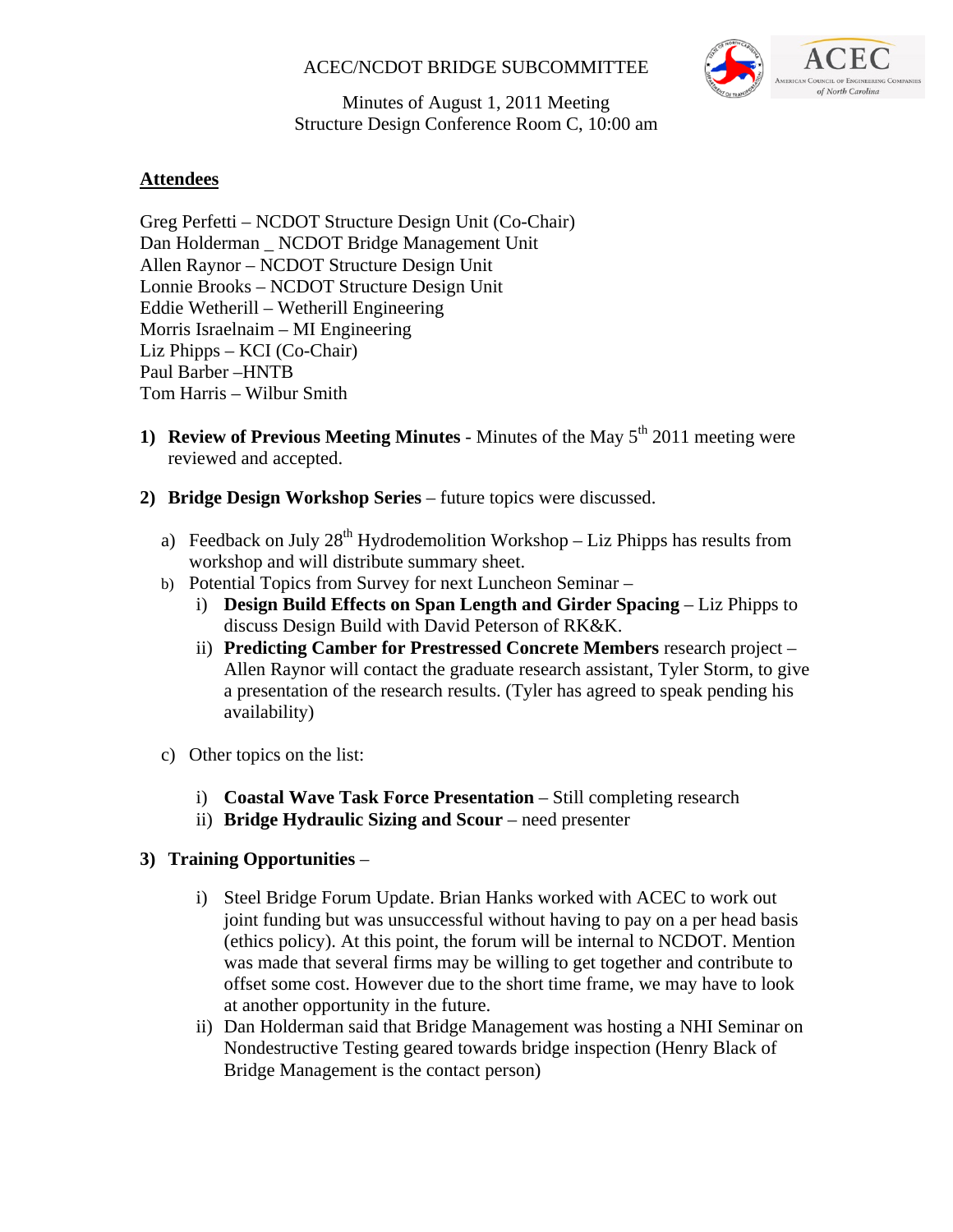ACEC/NCDOT BRIDGE SUBCOMMITTEE

Minutes of August 1, 2011 Meeting
Structure Design Conference Room C, 10:00 am

## Attendees

Greg Perfetti – NCDOT Structure Design Unit (Co-Chair)
Dan Holderman _ NCDOT Bridge Management Unit
Allen Raynor – NCDOT Structure Design Unit
Lonnie Brooks – NCDOT Structure Design Unit
Eddie Wetherill – Wetherill Engineering
Morris Israelnaim – MI Engineering
Liz Phipps – KCI (Co-Chair)
Paul Barber –HNTB
Tom Harris – Wilbur Smith

1) **Review of Previous Meeting Minutes** - Minutes of the May 5th 2011 meeting were reviewed and accepted.

2) **Bridge Design Workshop Series** – future topics were discussed.

   a) Feedback on July 28th Hydrodemolition Workshop – Liz Phipps has results from workshop and will distribute summary sheet.

   b) Potential Topics from Survey for next Luncheon Seminar –

      i) **Design Build Effects on Span Length and Girder Spacing** – Liz Phipps to discuss Design Build with David Peterson of RK&K.

      ii) **Predicting Camber for Prestressed Concrete Members** research project – Allen Raynor will contact the graduate research assistant, Tyler Storm, to give a presentation of the research results. (Tyler has agreed to speak pending his availability)

   c) Other topics on the list:

      i) **Coastal Wave Task Force Presentation** – Still completing research

      ii) **Bridge Hydraulic Sizing and Scour** – need presenter

3) **Training Opportunities** –

      i) Steel Bridge Forum Update. Brian Hanks worked with ACEC to work out joint funding but was unsuccessful without having to pay on a per head basis (ethics policy). At this point, the forum will be internal to NCDOT. Mention was made that several firms may be willing to get together and contribute to offset some cost. However due to the short time frame, we may have to look at another opportunity in the future.

      ii) Dan Holderman said that Bridge Management was hosting a NHI Seminar on Nondestructive Testing geared towards bridge inspection (Henry Black of Bridge Management is the contact person)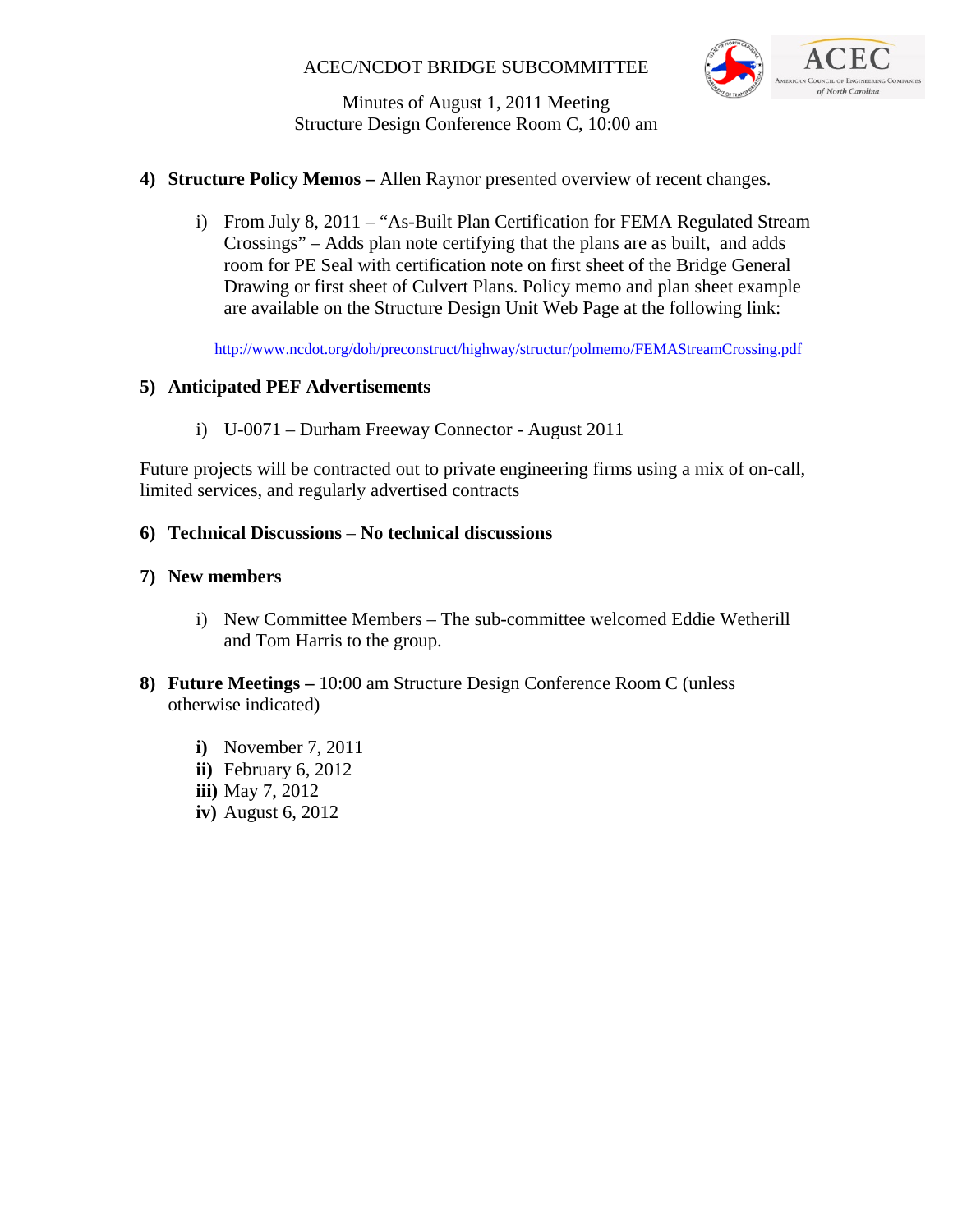ACEC/NCDOT BRIDGE SUBCOMMITTEE

Minutes of August 1, 2011 Meeting
Structure Design Conference Room C, 10:00 am

4) **Structure Policy Memos –** Allen Raynor presented overview of recent changes.

   i) From July 8, 2011 – "As-Built Plan Certification for FEMA Regulated Stream Crossings" – Adds plan note certifying that the plans are as built, and adds room for PE Seal with certification note on first sheet of the Bridge General Drawing or first sheet of Culvert Plans. Policy memo and plan sheet example are available on the Structure Design Unit Web Page at the following link:

   http://www.ncdot.org/doh/preconstruct/highway/structur/polmemo/FEMAStreamCrossing.pdf

5) **Anticipated PEF Advertisements**

   i) U-0071 – Durham Freeway Connector - August 2011

Future projects will be contracted out to private engineering firms using a mix of on-call, limited services, and regularly advertised contracts

6) **Technical Discussions – No technical discussions**

7) **New members**

   i) New Committee Members – The sub-committee welcomed Eddie Wetherill and Tom Harris to the group.

8) **Future Meetings –** 10:00 am Structure Design Conference Room C (unless otherwise indicated)

   **i)** November 7, 2011
   **ii)** February 6, 2012
   **iii)** May 7, 2012
   **iv)** August 6, 2012